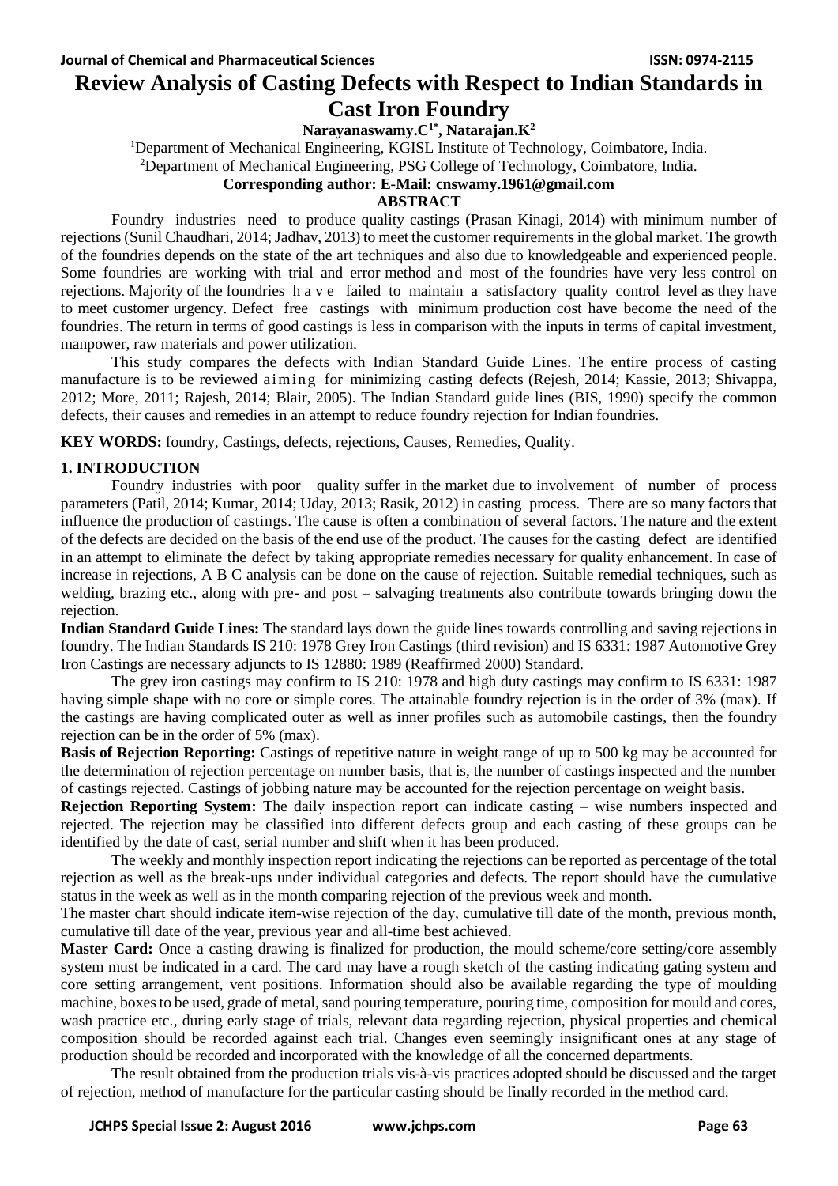# Review Analysis of Casting Defects with Respect to Indian Standards in Cast Iron Foundry

**Narayanaswamy.C[1*], Natarajan.K[2]**

[1]Department of Mechanical Engineering, KGISL Institute of Technology, Coimbatore, India.

[2]Department of Mechanical Engineering, PSG College of Technology, Coimbatore, India.

**Corresponding author: E-Mail: cnswamy.1961@gmail.com**

## ABSTRACT

Foundry industries need to produce quality castings (Prasan Kinagi, 2014) with minimum number of rejections (Sunil Chaudhari, 2014; Jadhav, 2013) to meet the customer requirements in the global market. The growth of the foundries depends on the state of the art techniques and also due to knowledgeable and experienced people. Some foundries are working with trial and error method and most of the foundries have very less control on rejections. Majority of the foundries have failed to maintain a satisfactory quality control level as they have to meet customer urgency. Defect free castings with minimum production cost have become the need of the foundries. The return in terms of good castings is less in comparison with the inputs in terms of capital investment, manpower, raw materials and power utilization.

This study compares the defects with Indian Standard Guide Lines. The entire process of casting manufacture is to be reviewed aiming for minimizing casting defects (Rejesh, 2014; Kassie, 2013; Shivappa, 2012; More, 2011; Rajesh, 2014; Blair, 2005). The Indian Standard guide lines (BIS, 1990) specify the common defects, their causes and remedies in an attempt to reduce foundry rejection for Indian foundries.

**KEY WORDS:** foundry, Castings, defects, rejections, Causes, Remedies, Quality.

## 1. INTRODUCTION

Foundry industries with poor quality suffer in the market due to involvement of number of process parameters (Patil, 2014; Kumar, 2014; Uday, 2013; Rasik, 2012) in casting process. There are so many factors that influence the production of castings. The cause is often a combination of several factors. The nature and the extent of the defects are decided on the basis of the end use of the product. The causes for the casting defect are identified in an attempt to eliminate the defect by taking appropriate remedies necessary for quality enhancement. In case of increase in rejections, A B C analysis can be done on the cause of rejection. Suitable remedial techniques, such as welding, brazing etc., along with pre- and post – salvaging treatments also contribute towards bringing down the rejection.

**Indian Standard Guide Lines:** The standard lays down the guide lines towards controlling and saving rejections in foundry. The Indian Standards IS 210: 1978 Grey Iron Castings (third revision) and IS 6331: 1987 Automotive Grey Iron Castings are necessary adjuncts to IS 12880: 1989 (Reaffirmed 2000) Standard.

The grey iron castings may confirm to IS 210: 1978 and high duty castings may confirm to IS 6331: 1987 having simple shape with no core or simple cores. The attainable foundry rejection is in the order of 3% (max). If the castings are having complicated outer as well as inner profiles such as automobile castings, then the foundry rejection can be in the order of 5% (max).

**Basis of Rejection Reporting:** Castings of repetitive nature in weight range of up to 500 kg may be accounted for the determination of rejection percentage on number basis, that is, the number of castings inspected and the number of castings rejected. Castings of jobbing nature may be accounted for the rejection percentage on weight basis.

**Rejection Reporting System:** The daily inspection report can indicate casting – wise numbers inspected and rejected. The rejection may be classified into different defects group and each casting of these groups can be identified by the date of cast, serial number and shift when it has been produced.

The weekly and monthly inspection report indicating the rejections can be reported as percentage of the total rejection as well as the break-ups under individual categories and defects. The report should have the cumulative status in the week as well as in the month comparing rejection of the previous week and month.

The master chart should indicate item-wise rejection of the day, cumulative till date of the month, previous month, cumulative till date of the year, previous year and all-time best achieved.

**Master Card:** Once a casting drawing is finalized for production, the mould scheme/core setting/core assembly system must be indicated in a card. The card may have a rough sketch of the casting indicating gating system and core setting arrangement, vent positions. Information should also be available regarding the type of moulding machine, boxes to be used, grade of metal, sand pouring temperature, pouring time, composition for mould and cores, wash practice etc., during early stage of trials, relevant data regarding rejection, physical properties and chemical composition should be recorded against each trial. Changes even seemingly insignificant ones at any stage of production should be recorded and incorporated with the knowledge of all the concerned departments.

The result obtained from the production trials vis-à-vis practices adopted should be discussed and the target of rejection, method of manufacture for the particular casting should be finally recorded in the method card.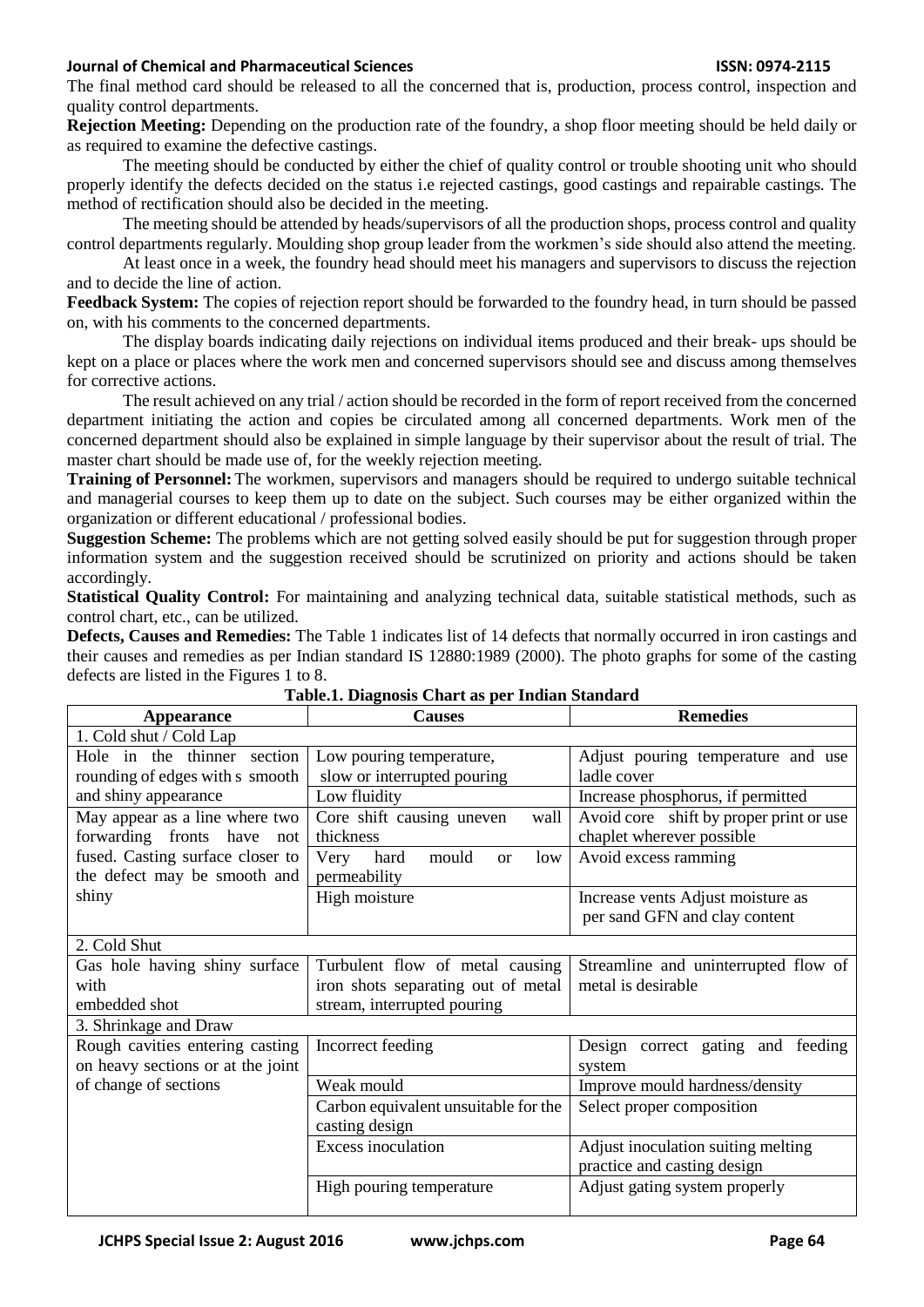The final method card should be released to all the concerned that is, production, process control, inspection and quality control departments.

**Rejection Meeting:** Depending on the production rate of the foundry, a shop floor meeting should be held daily or as required to examine the defective castings.

The meeting should be conducted by either the chief of quality control or trouble shooting unit who should properly identify the defects decided on the status i.e rejected castings, good castings and repairable castings. The method of rectification should also be decided in the meeting.

The meeting should be attended by heads/supervisors of all the production shops, process control and quality control departments regularly. Moulding shop group leader from the workmen's side should also attend the meeting.

At least once in a week, the foundry head should meet his managers and supervisors to discuss the rejection and to decide the line of action.

**Feedback System:** The copies of rejection report should be forwarded to the foundry head, in turn should be passed on, with his comments to the concerned departments.

The display boards indicating daily rejections on individual items produced and their break- ups should be kept on a place or places where the work men and concerned supervisors should see and discuss among themselves for corrective actions.

The result achieved on any trial / action should be recorded in the form of report received from the concerned department initiating the action and copies be circulated among all concerned departments. Work men of the concerned department should also be explained in simple language by their supervisor about the result of trial. The master chart should be made use of, for the weekly rejection meeting.

**Training of Personnel:** The workmen, supervisors and managers should be required to undergo suitable technical and managerial courses to keep them up to date on the subject. Such courses may be either organized within the organization or different educational / professional bodies.

**Suggestion Scheme:** The problems which are not getting solved easily should be put for suggestion through proper information system and the suggestion received should be scrutinized on priority and actions should be taken accordingly.

**Statistical Quality Control:** For maintaining and analyzing technical data, suitable statistical methods, such as control chart, etc., can be utilized.

**Defects, Causes and Remedies:** The Table 1 indicates list of 14 defects that normally occurred in iron castings and their causes and remedies as per Indian standard IS 12880:1989 (2000). The photo graphs for some of the casting defects are listed in the Figures 1 to 8.

**Table.1. Diagnosis Chart as per Indian Standard**

| Appearance | Causes | Remedies |
|---|---|---|
| 1. Cold shut / Cold Lap | | |
| Hole in the thinner section rounding of edges with s smooth and shiny appearance | Low pouring temperature, slow or interrupted pouring | Adjust pouring temperature and use ladle cover |
| | Low fluidity | Increase phosphorus, if permitted |
| May appear as a line where two forwarding fronts have not fused. Casting surface closer to the defect may be smooth and shiny | Core shift causing uneven wall thickness | Avoid core shift by proper print or use chaplet wherever possible |
| | Very hard mould or low permeability | Avoid excess ramming |
| | High moisture | Increase vents Adjust moisture as per sand GFN and clay content |
| 2. Cold Shut | | |
| Gas hole having shiny surface with embedded shot | Turbulent flow of metal causing iron shots separating out of metal stream, interrupted pouring | Streamline and uninterrupted flow of metal is desirable |
| 3. Shrinkage and Draw | | |
| Rough cavities entering casting on heavy sections or at the joint of change of sections | Incorrect feeding | Design correct gating and feeding system |
| | Weak mould | Improve mould hardness/density |
| | Carbon equivalent unsuitable for the casting design | Select proper composition |
| | Excess inoculation | Adjust inoculation suiting melting practice and casting design |
| | High pouring temperature | Adjust gating system properly |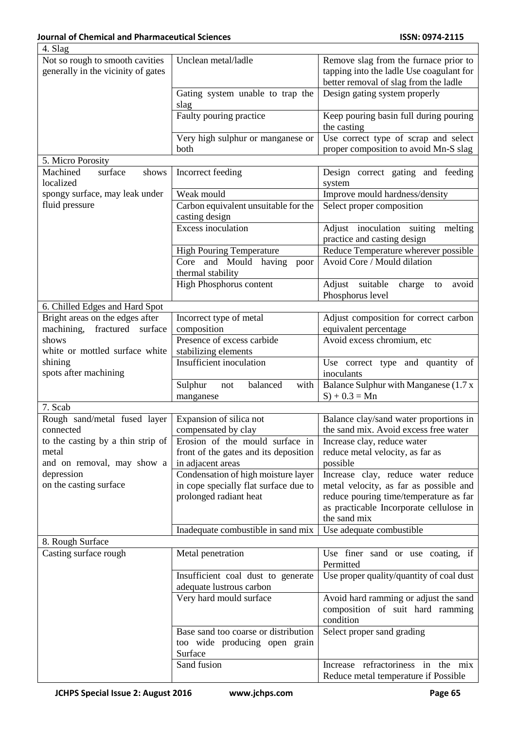| | | |
|---|---|---|
| 4. Slag | | |
| Not so rough to smooth cavities generally in the vicinity of gates | Unclean metal/ladle | Remove slag from the furnace prior to tapping into the ladle Use coagulant for better removal of slag from the ladle |
| | Gating system unable to trap the slag | Design gating system properly |
| | Faulty pouring practice | Keep pouring basin full during pouring the casting |
| | Very high sulphur or manganese or both | Use correct type of scrap and select proper composition to avoid Mn-S slag |
| 5. Micro Porosity | | |
| Machined surface shows localized spongy surface, may leak under fluid pressure | Incorrect feeding | Design correct gating and feeding system |
| | Weak mould | Improve mould hardness/density |
| | Carbon equivalent unsuitable for the casting design | Select proper composition |
| | Excess inoculation | Adjust inoculation suiting melting practice and casting design |
| | High Pouring Temperature | Reduce Temperature wherever possible |
| | Core and Mould having poor thermal stability | Avoid Core / Mould dilation |
| | High Phosphorus content | Adjust suitable charge to avoid Phosphorus level |
| 6. Chilled Edges and Hard Spot | | |
| Bright areas on the edges after machining, fractured surface shows white or mottled surface white shining spots after machining | Incorrect type of metal composition | Adjust composition for correct carbon equivalent percentage |
| | Presence of excess carbide stabilizing elements | Avoid excess chromium, etc |
| | Insufficient inoculation | Use correct type and quantity of inoculants |
| | Sulphur not balanced with manganese | Balance Sulphur with Manganese $(1.7 \times S) + 0.3 = Mn$ |
| 7. Scab | | |
| Rough sand/metal fused layer connected to the casting by a thin strip of metal and on removal, may show a depression on the casting surface | Expansion of silica not compensated by clay | Balance clay/sand water proportions in the sand mix. Avoid excess free water |
| | Erosion of the mould surface in front of the gates and its deposition in adjacent areas | Increase clay, reduce water reduce metal velocity, as far as possible |
| | Condensation of high moisture layer in cope specially flat surface due to prolonged radiant heat | Increase clay, reduce water reduce metal velocity, as far as possible and reduce pouring time/temperature as far as practicable Incorporate cellulose in the sand mix |
| | Inadequate combustible in sand mix | Use adequate combustible |
| 8. Rough Surface | | |
| Casting surface rough | Metal penetration | Use finer sand or use coating, if Permitted |
| | Insufficient coal dust to generate adequate lustrous carbon | Use proper quality/quantity of coal dust |
| | Very hard mould surface | Avoid hard ramming or adjust the sand composition of suit hard ramming condition |
| | Base sand too coarse or distribution too wide producing open grain Surface | Select proper sand grading |
| | Sand fusion | Increase refractoriness in the mix Reduce metal temperature if Possible |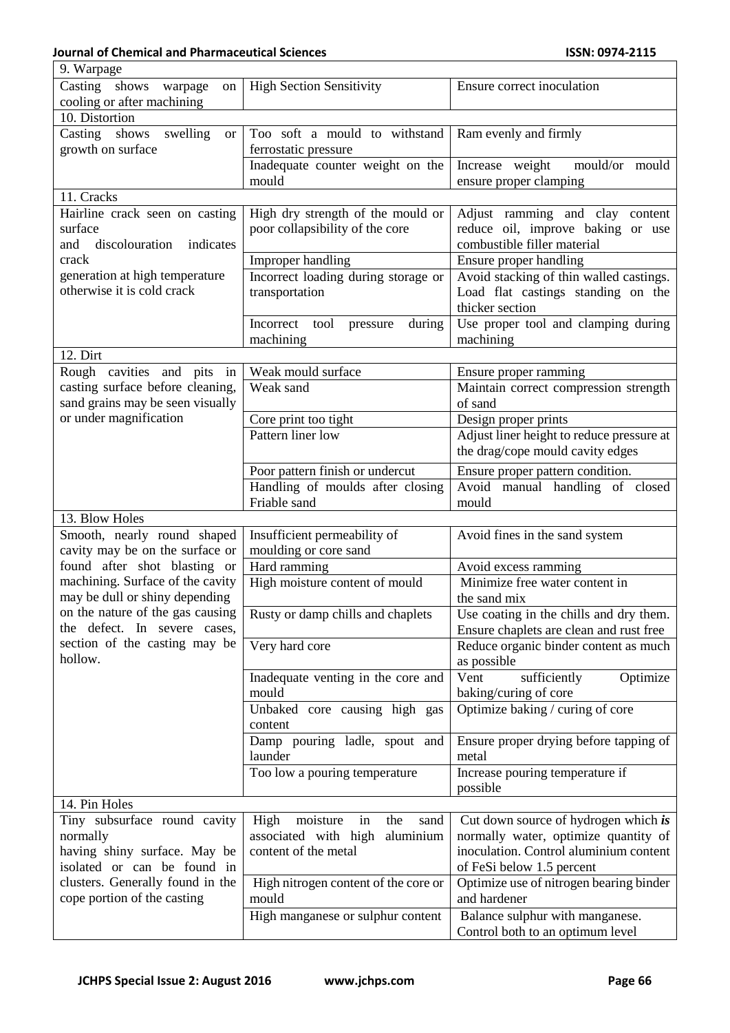| 9. Warpage | | |
|---|---|---|
| Casting shows warpage on cooling or after machining | High Section Sensitivity | Ensure correct inoculation |
| **10. Distortion** | | |
| Casting shows swelling or growth on surface | Too soft a mould to withstand ferrostatic pressure | Ram evenly and firmly |
| | Inadequate counter weight on the mould | Increase weight mould/or mould ensure proper clamping |
| **11. Cracks** | | |
| Hairline crack seen on casting surface and discolouration indicates crack generation at high temperature otherwise it is cold crack | High dry strength of the mould or poor collapsibility of the core | Adjust ramming and clay content reduce oil, improve baking or use combustible filler material |
| | Improper handling | Ensure proper handling |
| | Incorrect loading during storage or transportation | Avoid stacking of thin walled castings. Load flat castings standing on the thicker section |
| | Incorrect tool pressure during machining | Use proper tool and clamping during machining |
| **12. Dirt** | | |
| Rough cavities and pits in casting surface before cleaning, sand grains may be seen visually or under magnification | Weak mould surface | Ensure proper ramming |
| | Weak sand | Maintain correct compression strength of sand |
| | Core print too tight | Design proper prints |
| | Pattern liner low | Adjust liner height to reduce pressure at the drag/cope mould cavity edges |
| | Poor pattern finish or undercut | Ensure proper pattern condition. |
| | Handling of moulds after closing Friable sand | Avoid manual handling of closed mould |
| **13. Blow Holes** | | |
| Smooth, nearly round shaped cavity may be on the surface or found after shot blasting or machining. Surface of the cavity may be dull or shiny depending on the nature of the gas causing the defect. In severe cases, section of the casting may be hollow. | Insufficient permeability of moulding or core sand | Avoid fines in the sand system |
| | Hard ramming | Avoid excess ramming |
| | High moisture content of mould | Minimize free water content in the sand mix |
| | Rusty or damp chills and chaplets | Use coating in the chills and dry them. Ensure chaplets are clean and rust free |
| | Very hard core | Reduce organic binder content as much as possible |
| | Inadequate venting in the core and mould | Vent sufficiently Optimize baking/curing of core |
| | Unbaked core causing high gas content | Optimize baking / curing of core |
| | Damp pouring ladle, spout and launder | Ensure proper drying before tapping of metal |
| | Too low a pouring temperature | Increase pouring temperature if possible |
| **14. Pin Holes** | | |
| Tiny subsurface round cavity normally having shiny surface. May be isolated or can be found in clusters. Generally found in the cope portion of the casting | High moisture in the sand associated with high aluminium content of the metal | Cut down source of hydrogen which *is* normally water, optimize quantity of inoculation. Control aluminium content of FeSi below 1.5 percent |
| | High nitrogen content of the core or mould | Optimize use of nitrogen bearing binder and hardener |
| | High manganese or sulphur content | Balance sulphur with manganese. Control both to an optimum level |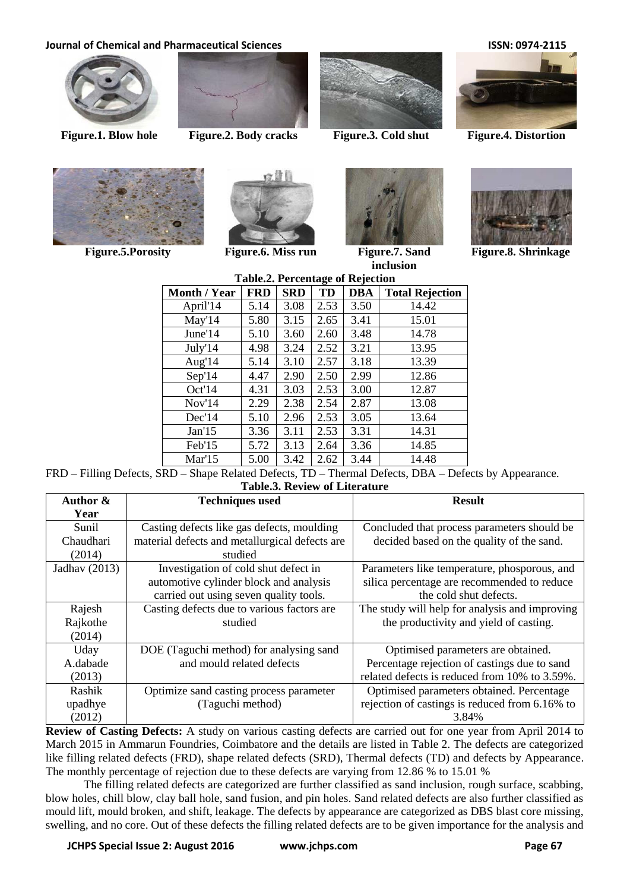Figure.1. Blow hole

Figure.2. Body cracks

Figure.3. Cold shut

Figure.4. Distortion

Figure.5.Porosity

Figure.6. Miss run

Figure.7. Sand inclusion

Figure.8. Shrinkage

**Table.2. Percentage of Rejection**

| Month / Year | FRD | SRD | TD | DBA | Total Rejection |
|---|---|---|---|---|---|
| April'14 | 5.14 | 3.08 | 2.53 | 3.50 | 14.42 |
| May'14 | 5.80 | 3.15 | 2.65 | 3.41 | 15.01 |
| June'14 | 5.10 | 3.60 | 2.60 | 3.48 | 14.78 |
| July'14 | 4.98 | 3.24 | 2.52 | 3.21 | 13.95 |
| Aug'14 | 5.14 | 3.10 | 2.57 | 3.18 | 13.39 |
| Sep'14 | 4.47 | 2.90 | 2.50 | 2.99 | 12.86 |
| Oct'14 | 4.31 | 3.03 | 2.53 | 3.00 | 12.87 |
| Nov'14 | 2.29 | 2.38 | 2.54 | 2.87 | 13.08 |
| Dec'14 | 5.10 | 2.96 | 2.53 | 3.05 | 13.64 |
| Jan'15 | 3.36 | 3.11 | 2.53 | 3.31 | 14.31 |
| Feb'15 | 5.72 | 3.13 | 2.64 | 3.36 | 14.85 |
| Mar'15 | 5.00 | 3.42 | 2.62 | 3.44 | 14.48 |

FRD – Filling Defects, SRD – Shape Related Defects, TD – Thermal Defects, DBA – Defects by Appearance.

**Table.3. Review of Literature**

| Author & Year | Techniques used | Result |
|---|---|---|
| Sunil Chaudhari (2014) | Casting defects like gas defects, moulding material defects and metallurgical defects are studied | Concluded that process parameters should be decided based on the quality of the sand. |
| Jadhav (2013) | Investigation of cold shut defect in automotive cylinder block and analysis carried out using seven quality tools. | Parameters like temperature, phosporous, and silica percentage are recommended to reduce the cold shut defects. |
| Rajesh Rajkothe (2014) | Casting defects due to various factors are studied | The study will help for analysis and improving the productivity and yield of casting. |
| Uday A.dabade (2013) | DOE (Taguchi method) for analysing sand and mould related defects | Optimised parameters are obtained. Percentage rejection of castings due to sand related defects is reduced from 10% to 3.59%. |
| Rashik upadhye (2012) | Optimize sand casting process parameter (Taguchi method) | Optimised parameters obtained. Percentage rejection of castings is reduced from 6.16% to 3.84% |

**Review of Casting Defects:** A study on various casting defects are carried out for one year from April 2014 to March 2015 in Ammarun Foundries, Coimbatore and the details are listed in Table 2. The defects are categorized like filling related defects (FRD), shape related defects (SRD), Thermal defects (TD) and defects by Appearance. The monthly percentage of rejection due to these defects are varying from 12.86 % to 15.01 %

The filling related defects are categorized are further classified as sand inclusion, rough surface, scabbing, blow holes, chill blow, clay ball hole, sand fusion, and pin holes. Sand related defects are also further classified as mould lift, mould broken, and shift, leakage. The defects by appearance are categorized as DBS blast core missing, swelling, and no core. Out of these defects the filling related defects are to be given importance for the analysis and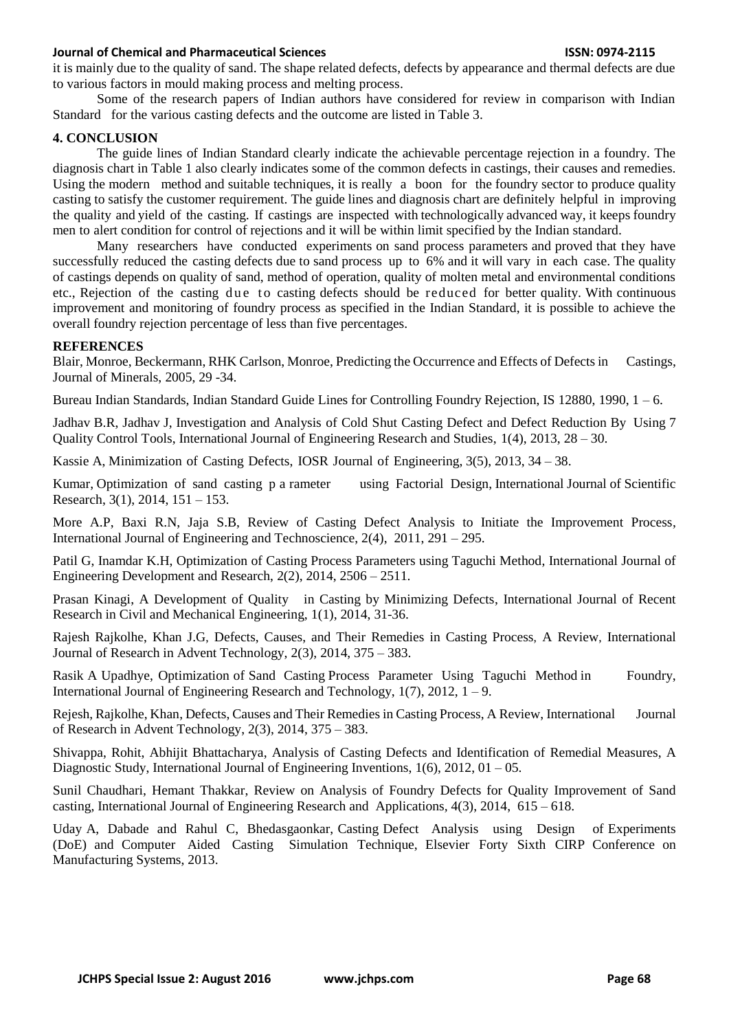it is mainly due to the quality of sand. The shape related defects, defects by appearance and thermal defects are due to various factors in mould making process and melting process.

Some of the research papers of Indian authors have considered for review in comparison with Indian Standard for the various casting defects and the outcome are listed in Table 3.

## 4. CONCLUSION

The guide lines of Indian Standard clearly indicate the achievable percentage rejection in a foundry. The diagnosis chart in Table 1 also clearly indicates some of the common defects in castings, their causes and remedies. Using the modern method and suitable techniques, it is really a boon for the foundry sector to produce quality casting to satisfy the customer requirement. The guide lines and diagnosis chart are definitely helpful in improving the quality and yield of the casting. If castings are inspected with technologically advanced way, it keeps foundry men to alert condition for control of rejections and it will be within limit specified by the Indian standard.

Many researchers have conducted experiments on sand process parameters and proved that they have successfully reduced the casting defects due to sand process up to 6% and it will vary in each case. The quality of castings depends on quality of sand, method of operation, quality of molten metal and environmental conditions etc., Rejection of the casting due to casting defects should be reduced for better quality. With continuous improvement and monitoring of foundry process as specified in the Indian Standard, it is possible to achieve the overall foundry rejection percentage of less than five percentages.

## REFERENCES

Blair, Monroe, Beckermann, RHK Carlson, Monroe, Predicting the Occurrence and Effects of Defects in Castings, Journal of Minerals, 2005, 29 -34.

Bureau Indian Standards, Indian Standard Guide Lines for Controlling Foundry Rejection, IS 12880, 1990, 1 – 6.

Jadhav B.R, Jadhav J, Investigation and Analysis of Cold Shut Casting Defect and Defect Reduction By Using 7 Quality Control Tools, International Journal of Engineering Research and Studies, 1(4), 2013, 28 – 30.

Kassie A, Minimization of Casting Defects, IOSR Journal of Engineering, 3(5), 2013, 34 – 38.

Kumar, Optimization of sand casting p a rameter using Factorial Design, International Journal of Scientific Research, 3(1), 2014, 151 – 153.

More A.P, Baxi R.N, Jaja S.B, Review of Casting Defect Analysis to Initiate the Improvement Process, International Journal of Engineering and Technoscience, 2(4), 2011, 291 – 295.

Patil G, Inamdar K.H, Optimization of Casting Process Parameters using Taguchi Method, International Journal of Engineering Development and Research, 2(2), 2014, 2506 – 2511.

Prasan Kinagi, A Development of Quality in Casting by Minimizing Defects, International Journal of Recent Research in Civil and Mechanical Engineering, 1(1), 2014, 31-36.

Rajesh Rajkolhe, Khan J.G, Defects, Causes, and Their Remedies in Casting Process, A Review, International Journal of Research in Advent Technology, 2(3), 2014, 375 – 383.

Rasik A Upadhye, Optimization of Sand Casting Process Parameter Using Taguchi Method in Foundry, International Journal of Engineering Research and Technology, 1(7), 2012, 1 – 9.

Rejesh, Rajkolhe, Khan, Defects, Causes and Their Remedies in Casting Process, A Review, International Journal of Research in Advent Technology, 2(3), 2014, 375 – 383.

Shivappa, Rohit, Abhijit Bhattacharya, Analysis of Casting Defects and Identification of Remedial Measures, A Diagnostic Study, International Journal of Engineering Inventions, 1(6), 2012, 01 – 05.

Sunil Chaudhari, Hemant Thakkar, Review on Analysis of Foundry Defects for Quality Improvement of Sand casting, International Journal of Engineering Research and Applications, 4(3), 2014, 615 – 618.

Uday A, Dabade and Rahul C, Bhedasgaonkar, Casting Defect Analysis using Design of Experiments (DoE) and Computer Aided Casting Simulation Technique, Elsevier Forty Sixth CIRP Conference on Manufacturing Systems, 2013.